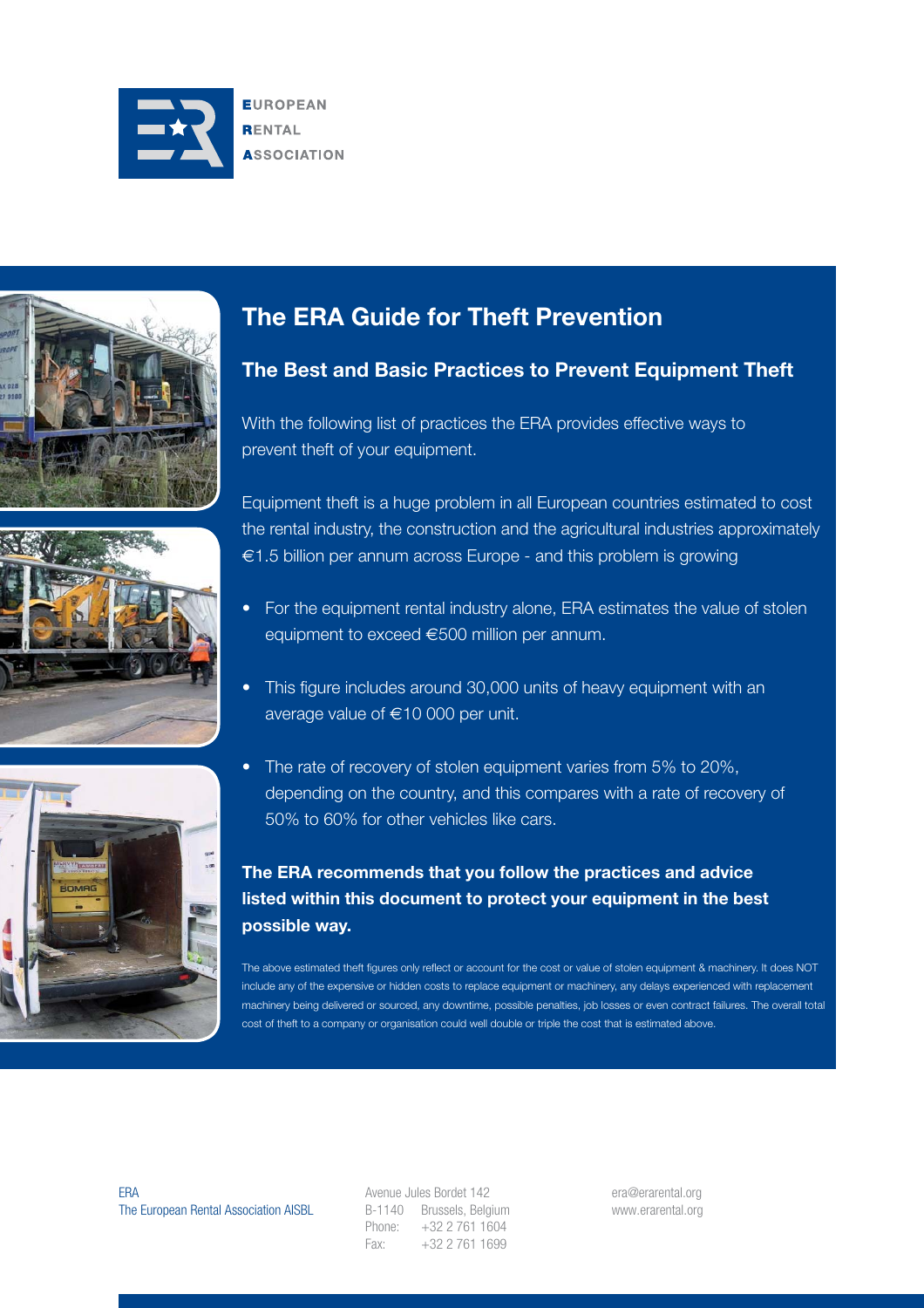EUROPEAN
RENTAL
ASSOCIATION

# The ERA Guide for Theft Prevention

## The Best and Basic Practices to Prevent Equipment Theft

With the following list of practices the ERA provides effective ways to prevent theft of your equipment.

Equipment theft is a huge problem in all European countries estimated to cost the rental industry, the construction and the agricultural industries approximately €1.5 billion per annum across Europe - and this problem is growing

- For the equipment rental industry alone, ERA estimates the value of stolen equipment to exceed €500 million per annum.
- This figure includes around 30,000 units of heavy equipment with an average value of €10 000 per unit.
- The rate of recovery of stolen equipment varies from 5% to 20%, depending on the country, and this compares with a rate of recovery of 50% to 60% for other vehicles like cars.

**The ERA recommends that you follow the practices and advice listed within this document to protect your equipment in the best possible way.**

The above estimated theft figures only reflect or account for the cost or value of stolen equipment & machinery. It does NOT include any of the expensive or hidden costs to replace equipment or machinery, any delays experienced with replacement machinery being delivered or sourced, any downtime, possible penalties, job losses or even contract failures. The overall total cost of theft to a company or organisation could well double or triple the cost that is estimated above.

ERA
The European Rental Association AISBL

Avenue Jules Bordet 142
B-1140 Brussels, Belgium
Phone: +32 2 761 1604
Fax: +32 2 761 1699

era@erarental.org
www.erarental.org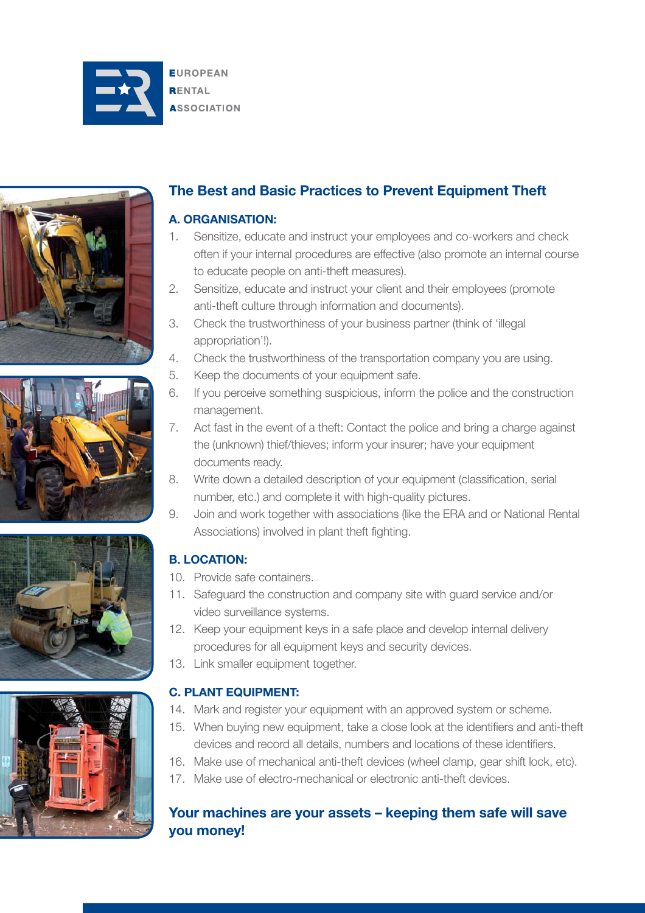EUROPEAN
RENTAL
ASSOCIATION

## The Best and Basic Practices to Prevent Equipment Theft

### A. ORGANISATION:

1. Sensitize, educate and instruct your employees and co-workers and check often if your internal procedures are effective (also promote an internal course to educate people on anti-theft measures).
2. Sensitize, educate and instruct your client and their employees (promote anti-theft culture through information and documents).
3. Check the trustworthiness of your business partner (think of 'illegal appropriation'!).
4. Check the trustworthiness of the transportation company you are using.
5. Keep the documents of your equipment safe.
6. If you perceive something suspicious, inform the police and the construction management.
7. Act fast in the event of a theft: Contact the police and bring a charge against the (unknown) thief/thieves; inform your insurer; have your equipment documents ready.
8. Write down a detailed description of your equipment (classification, serial number, etc.) and complete it with high-quality pictures.
9. Join and work together with associations (like the ERA and or National Rental Associations) involved in plant theft fighting.

### B. LOCATION:

10. Provide safe containers.
11. Safeguard the construction and company site with guard service and/or video surveillance systems.
12. Keep your equipment keys in a safe place and develop internal delivery procedures for all equipment keys and security devices.
13. Link smaller equipment together.

### C. PLANT EQUIPMENT:

14. Mark and register your equipment with an approved system or scheme.
15. When buying new equipment, take a close look at the identifiers and anti-theft devices and record all details, numbers and locations of these identifiers.
16. Make use of mechanical anti-theft devices (wheel clamp, gear shift lock, etc).
17. Make use of electro-mechanical or electronic anti-theft devices.

**Your machines are your assets – keeping them safe will save you money!**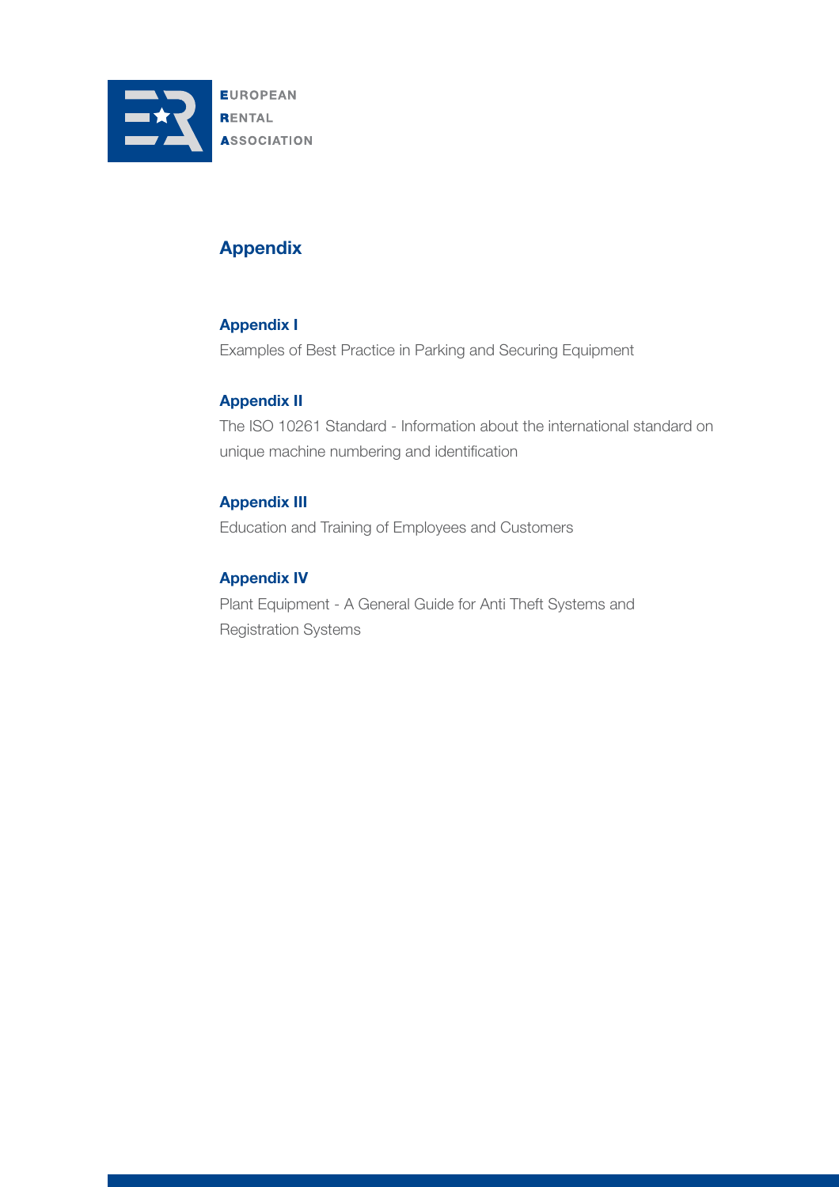# Appendix

## Appendix I

Examples of Best Practice in Parking and Securing Equipment

## Appendix II

The ISO 10261 Standard - Information about the international standard on unique machine numbering and identification

## Appendix III

Education and Training of Employees and Customers

## Appendix IV

Plant Equipment - A General Guide for Anti Theft Systems and Registration Systems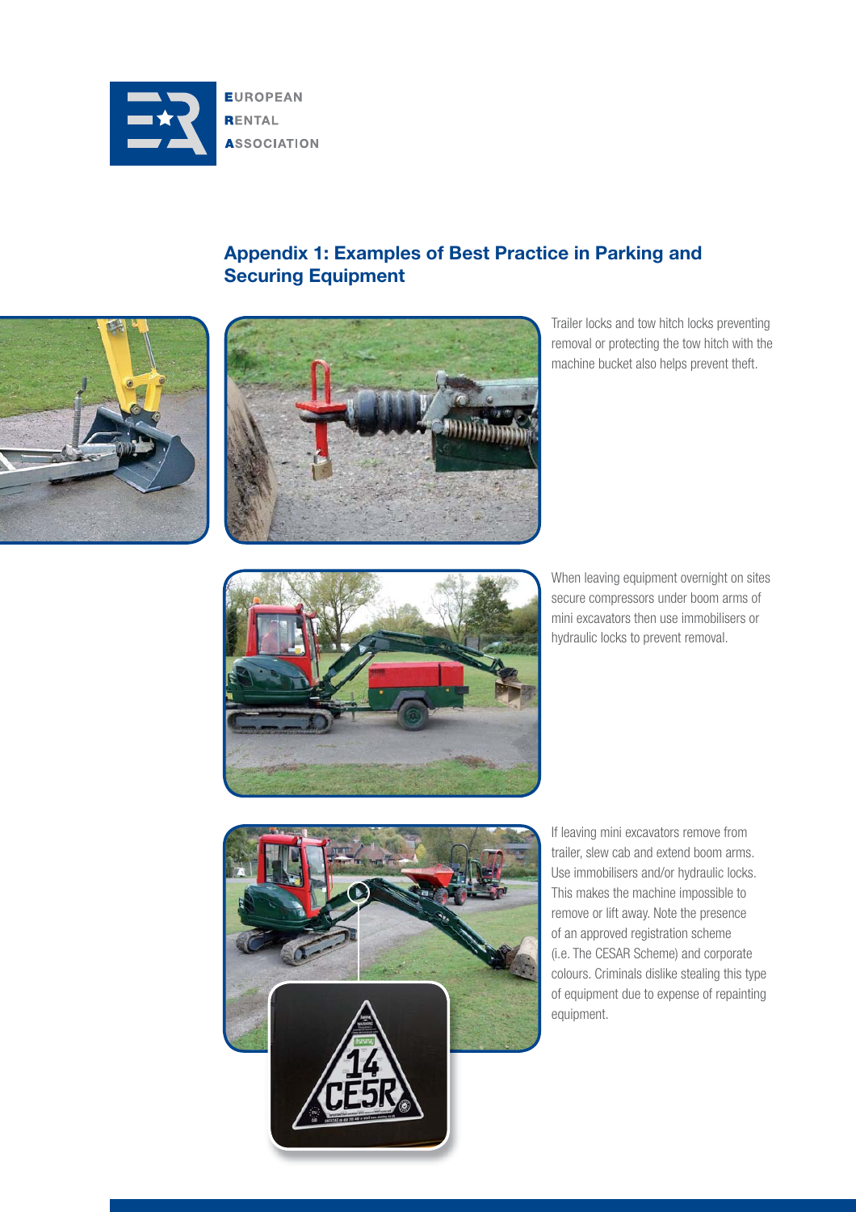## Appendix 1: Examples of Best Practice in Parking and Securing Equipment

Trailer locks and tow hitch locks preventing removal or protecting the tow hitch with the machine bucket also helps prevent theft.

When leaving equipment overnight on sites secure compressors under boom arms of mini excavators then use immobilisers or hydraulic locks to prevent removal.

If leaving mini excavators remove from trailer, slew cab and extend boom arms. Use immobilisers and/or hydraulic locks. This makes the machine impossible to remove or lift away. Note the presence of an approved registration scheme (i.e. The CESAR Scheme) and corporate colours. Criminals dislike stealing this type of equipment due to expense of repainting equipment.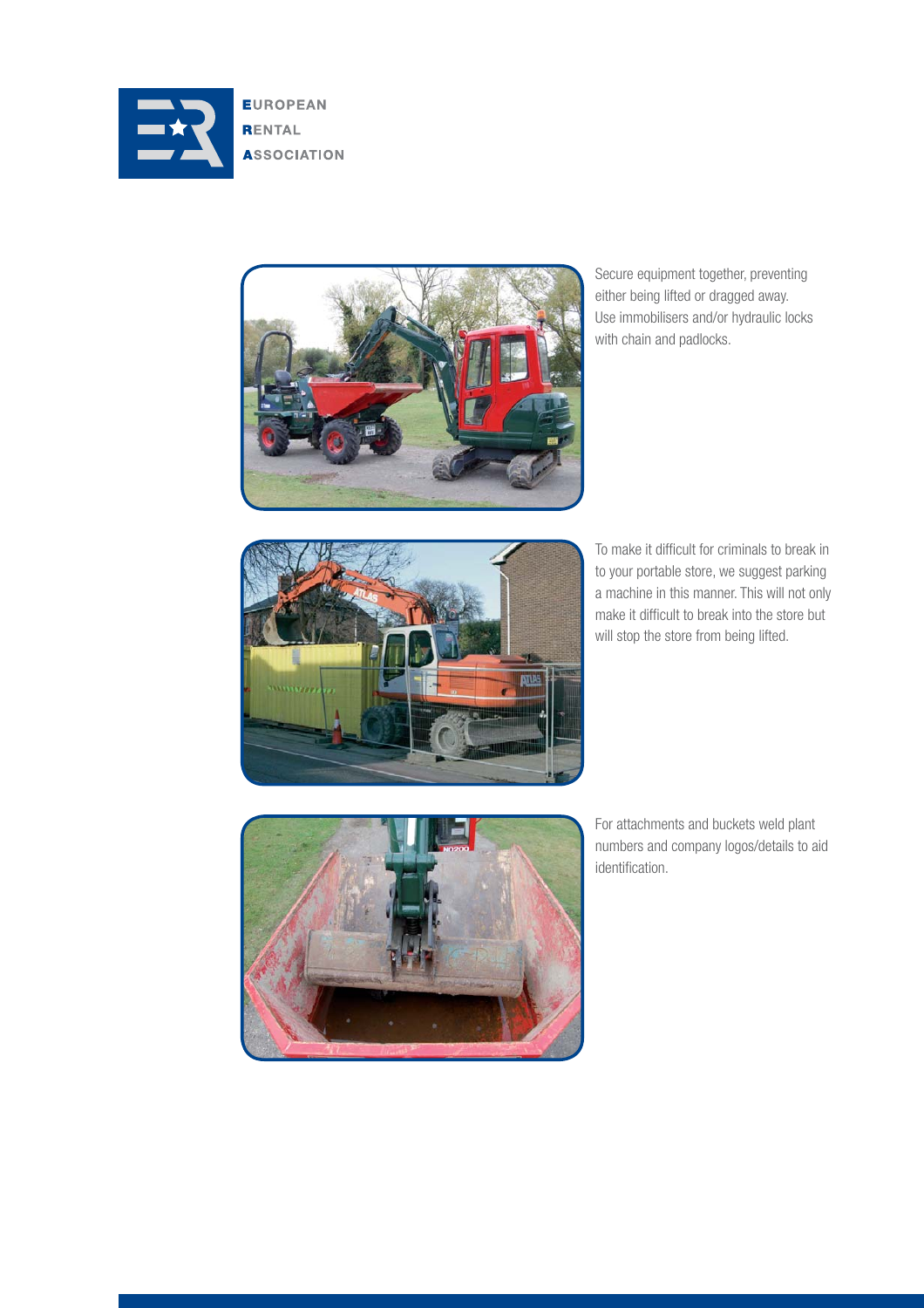Secure equipment together, preventing either being lifted or dragged away. Use immobilisers and/or hydraulic locks with chain and padlocks.

To make it difficult for criminals to break in to your portable store, we suggest parking a machine in this manner. This will not only make it difficult to break into the store but will stop the store from being lifted.

For attachments and buckets weld plant numbers and company logos/details to aid identification.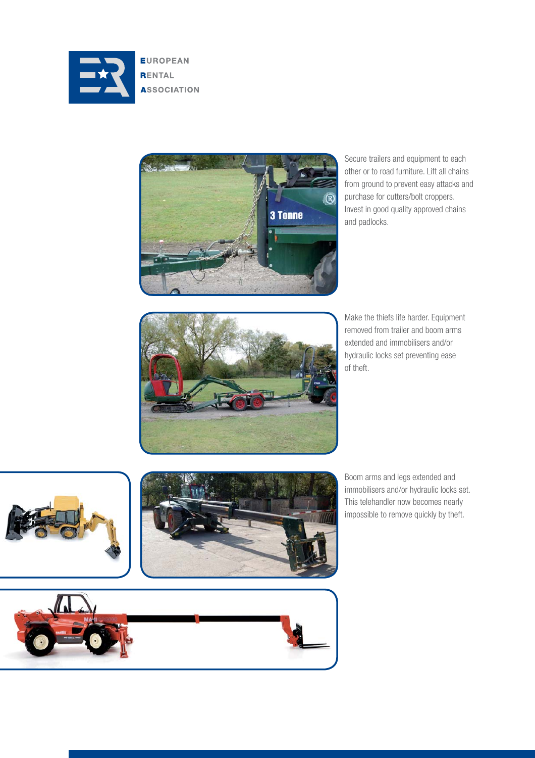Secure trailers and equipment to each other or to road furniture. Lift all chains from ground to prevent easy attacks and purchase for cutters/bolt croppers. Invest in good quality approved chains and padlocks.

Make the thiefs life harder. Equipment removed from trailer and boom arms extended and immobilisers and/or hydraulic locks set preventing ease of theft.

Boom arms and legs extended and immobilisers and/or hydraulic locks set. This telehandler now becomes nearly impossible to remove quickly by theft.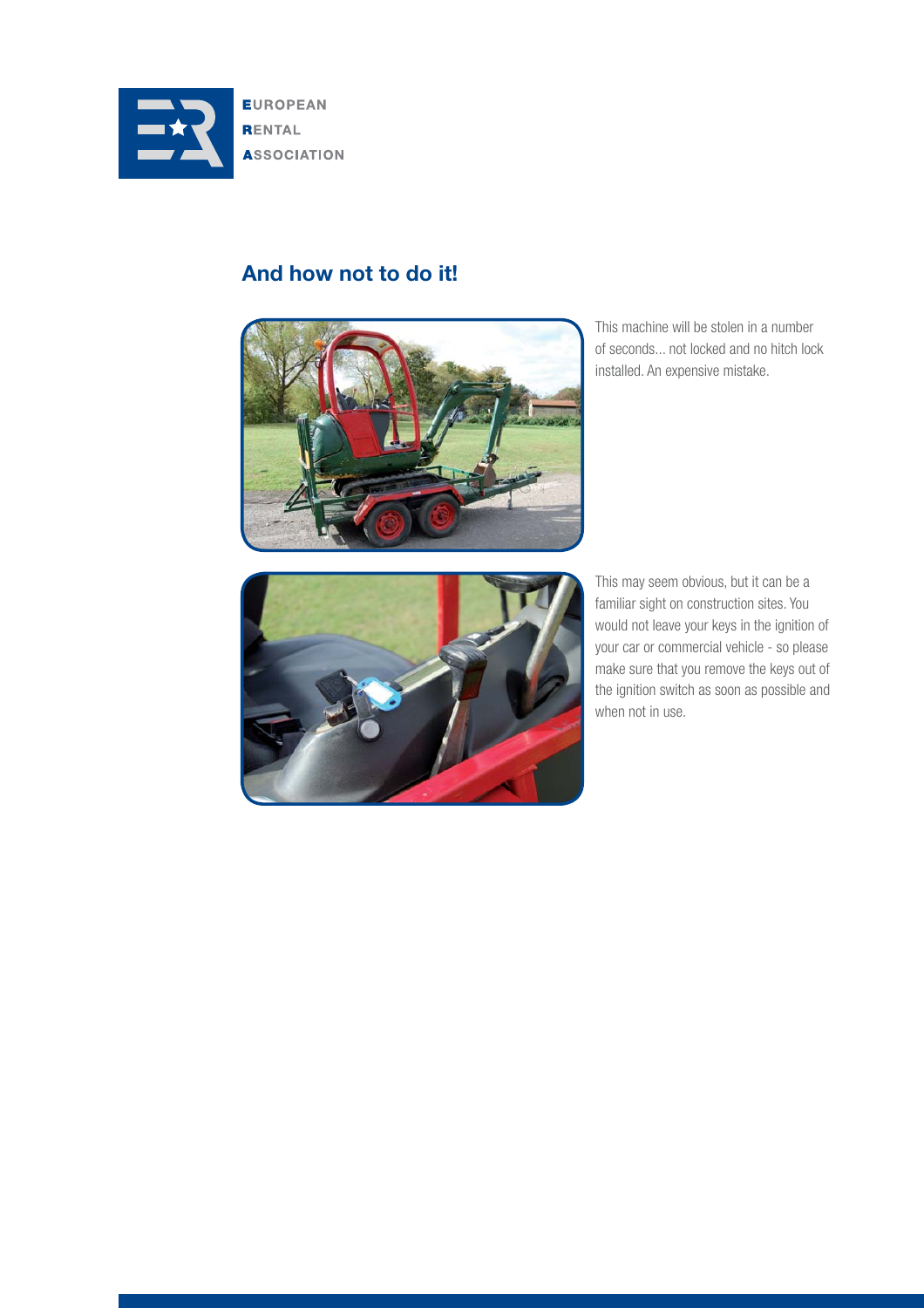## And how not to do it!

This machine will be stolen in a number of seconds... not locked and no hitch lock installed. An expensive mistake.

This may seem obvious, but it can be a familiar sight on construction sites. You would not leave your keys in the ignition of your car or commercial vehicle - so please make sure that you remove the keys out of the ignition switch as soon as possible and when not in use.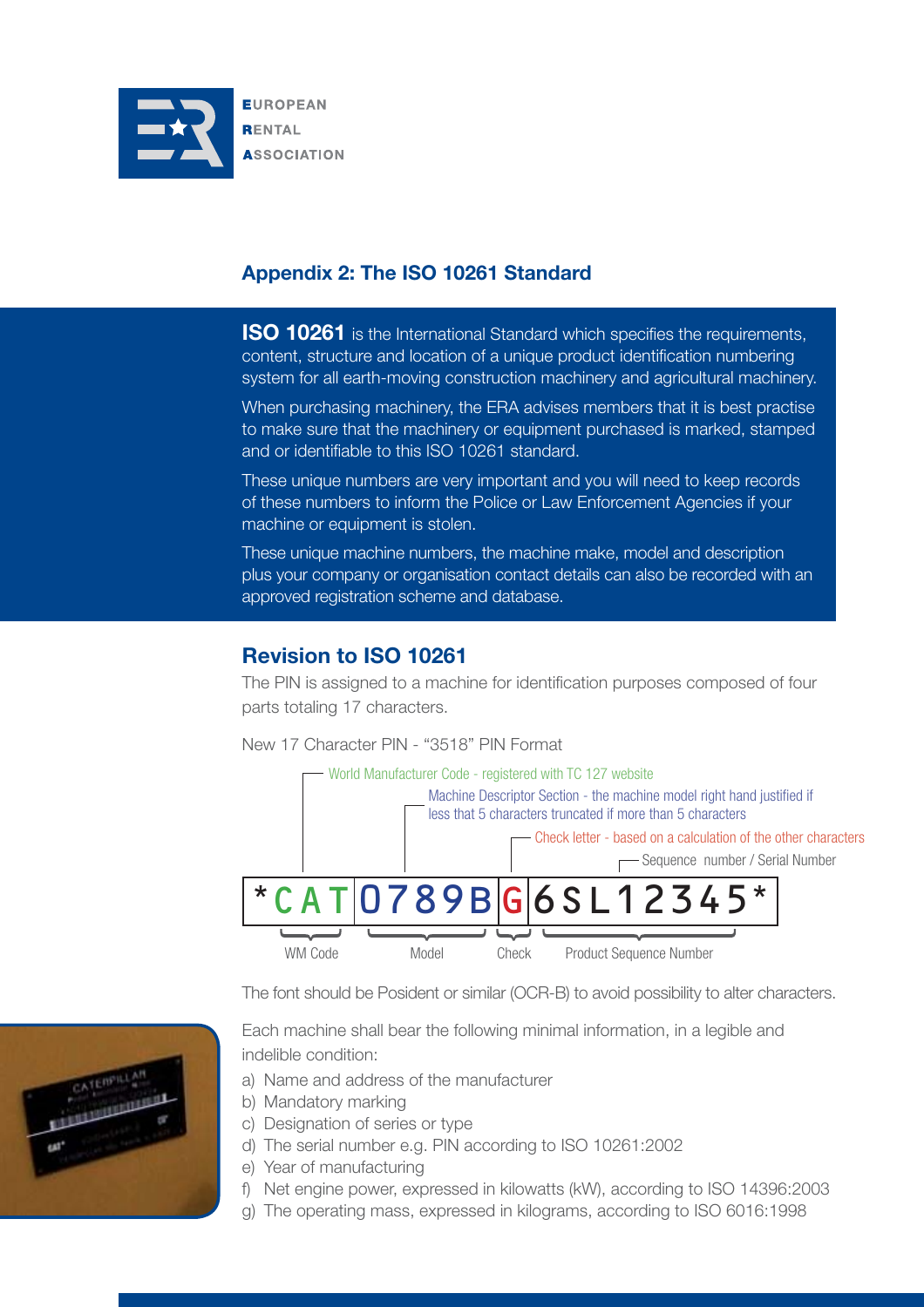## Appendix 2: The ISO 10261 Standard

**ISO 10261** is the International Standard which specifies the requirements, content, structure and location of a unique product identification numbering system for all earth-moving construction machinery and agricultural machinery.

When purchasing machinery, the ERA advises members that it is best practise to make sure that the machinery or equipment purchased is marked, stamped and or identifiable to this ISO 10261 standard.

These unique numbers are very important and you will need to keep records of these numbers to inform the Police or Law Enforcement Agencies if your machine or equipment is stolen.

These unique machine numbers, the machine make, model and description plus your company or organisation contact details can also be recorded with an approved registration scheme and database.

## Revision to ISO 10261

The PIN is assigned to a machine for identification purposes composed of four parts totaling 17 characters.

New 17 Character PIN - "3518" PIN Format

- World Manufacturer Code - registered with TC 127 website
- Machine Descriptor Section - the machine model right hand justified if less that 5 characters truncated if more than 5 characters
- Check letter - based on a calculation of the other characters
- Sequence number / Serial Number

| * | CAT | 0789B | G | 6SL12345 | * |
|---|---|---|---|---|---|
| | WM Code | Model | Check | Product Sequence Number | |

The font should be Posident or similar (OCR-B) to avoid possibility to alter characters.

Each machine shall bear the following minimal information, in a legible and indelible condition:

a) Name and address of the manufacturer
b) Mandatory marking
c) Designation of series or type
d) The serial number e.g. PIN according to ISO 10261:2002
e) Year of manufacturing
f) Net engine power, expressed in kilowatts (kW), according to ISO 14396:2003
g) The operating mass, expressed in kilograms, according to ISO 6016:1998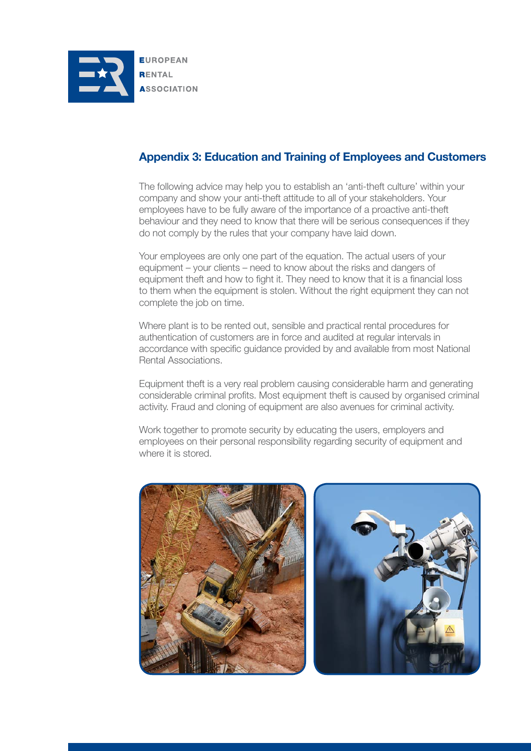## Appendix 3: Education and Training of Employees and Customers

The following advice may help you to establish an 'anti-theft culture' within your company and show your anti-theft attitude to all of your stakeholders. Your employees have to be fully aware of the importance of a proactive anti-theft behaviour and they need to know that there will be serious consequences if they do not comply by the rules that your company have laid down.

Your employees are only one part of the equation. The actual users of your equipment – your clients – need to know about the risks and dangers of equipment theft and how to fight it. They need to know that it is a financial loss to them when the equipment is stolen. Without the right equipment they can not complete the job on time.

Where plant is to be rented out, sensible and practical rental procedures for authentication of customers are in force and audited at regular intervals in accordance with specific guidance provided by and available from most National Rental Associations.

Equipment theft is a very real problem causing considerable harm and generating considerable criminal profits. Most equipment theft is caused by organised criminal activity. Fraud and cloning of equipment are also avenues for criminal activity.

Work together to promote security by educating the users, employers and employees on their personal responsibility regarding security of equipment and where it is stored.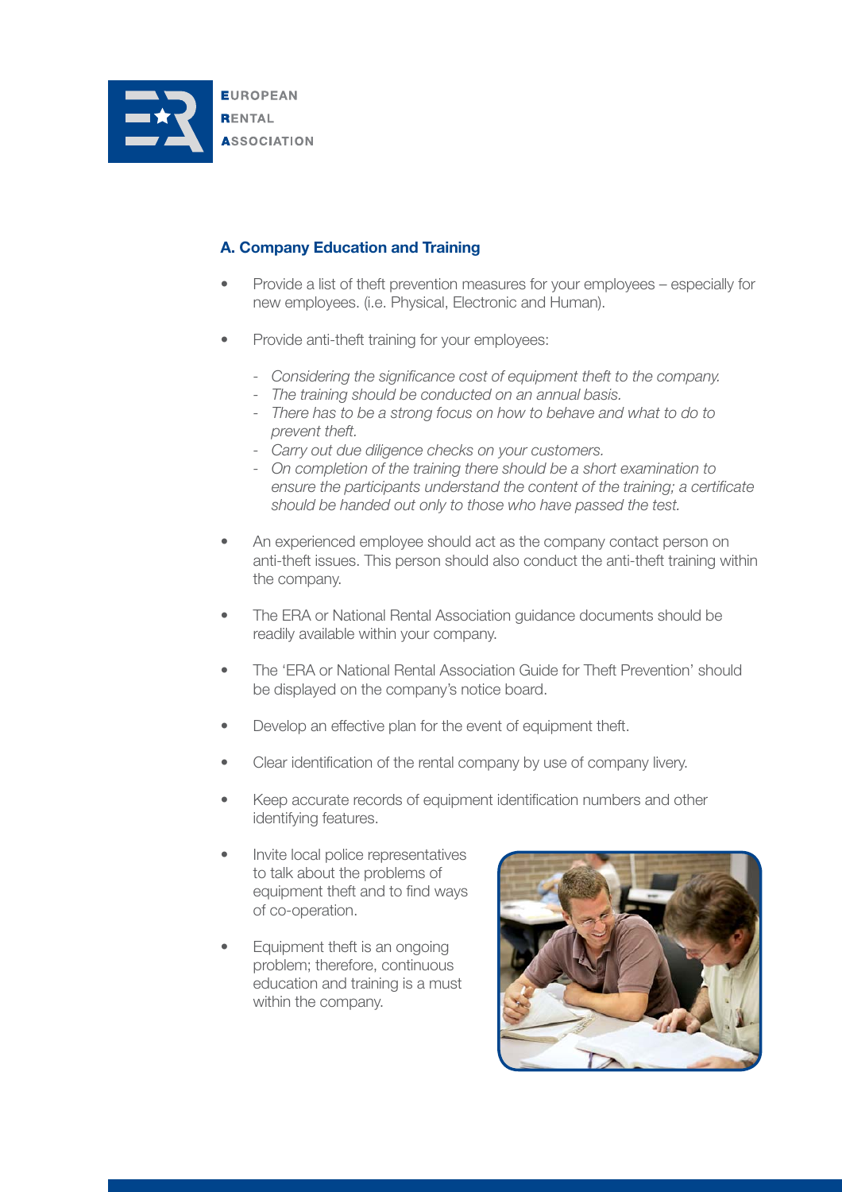## A. Company Education and Training

- Provide a list of theft prevention measures for your employees – especially for new employees. (i.e. Physical, Electronic and Human).

- Provide anti-theft training for your employees:

  - *Considering the significance cost of equipment theft to the company.*
  - *The training should be conducted on an annual basis.*
  - *There has to be a strong focus on how to behave and what to do to prevent theft.*
  - *Carry out due diligence checks on your customers.*
  - *On completion of the training there should be a short examination to ensure the participants understand the content of the training; a certificate should be handed out only to those who have passed the test.*

- An experienced employee should act as the company contact person on anti-theft issues. This person should also conduct the anti-theft training within the company.

- The ERA or National Rental Association guidance documents should be readily available within your company.

- The 'ERA or National Rental Association Guide for Theft Prevention' should be displayed on the company's notice board.

- Develop an effective plan for the event of equipment theft.

- Clear identification of the rental company by use of company livery.

- Keep accurate records of equipment identification numbers and other identifying features.

- Invite local police representatives to talk about the problems of equipment theft and to find ways of co-operation.

- Equipment theft is an ongoing problem; therefore, continuous education and training is a must within the company.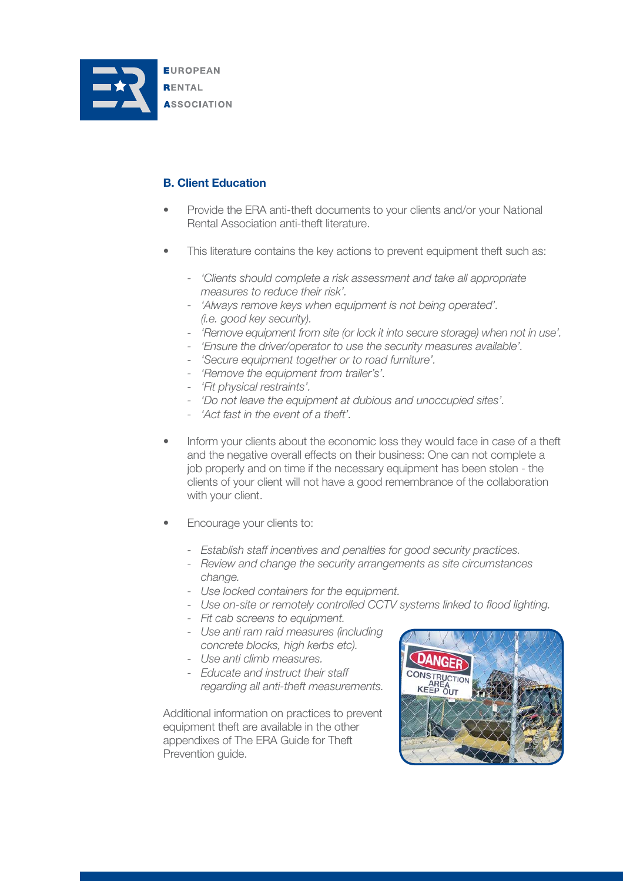## B. Client Education

- Provide the ERA anti-theft documents to your clients and/or your National Rental Association anti-theft literature.

- This literature contains the key actions to prevent equipment theft such as:

    - *'Clients should complete a risk assessment and take all appropriate measures to reduce their risk'.*
    - *'Always remove keys when equipment is not being operated'. (i.e. good key security).*
    - *'Remove equipment from site (or lock it into secure storage) when not in use'.*
    - *'Ensure the driver/operator to use the security measures available'.*
    - *'Secure equipment together or to road furniture'.*
    - *'Remove the equipment from trailer's'.*
    - *'Fit physical restraints'.*
    - *'Do not leave the equipment at dubious and unoccupied sites'.*
    - *'Act fast in the event of a theft'.*

- Inform your clients about the economic loss they would face in case of a theft and the negative overall effects on their business: One can not complete a job properly and on time if the necessary equipment has been stolen - the clients of your client will not have a good remembrance of the collaboration with your client.

- Encourage your clients to:

    - *Establish staff incentives and penalties for good security practices.*
    - *Review and change the security arrangements as site circumstances change.*
    - *Use locked containers for the equipment.*
    - *Use on-site or remotely controlled CCTV systems linked to flood lighting.*
    - *Fit cab screens to equipment.*
    - *Use anti ram raid measures (including concrete blocks, high kerbs etc).*
    - *Use anti climb measures.*
    - *Educate and instruct their staff regarding all anti-theft measurements.*

Additional information on practices to prevent equipment theft are available in the other appendixes of The ERA Guide for Theft Prevention guide.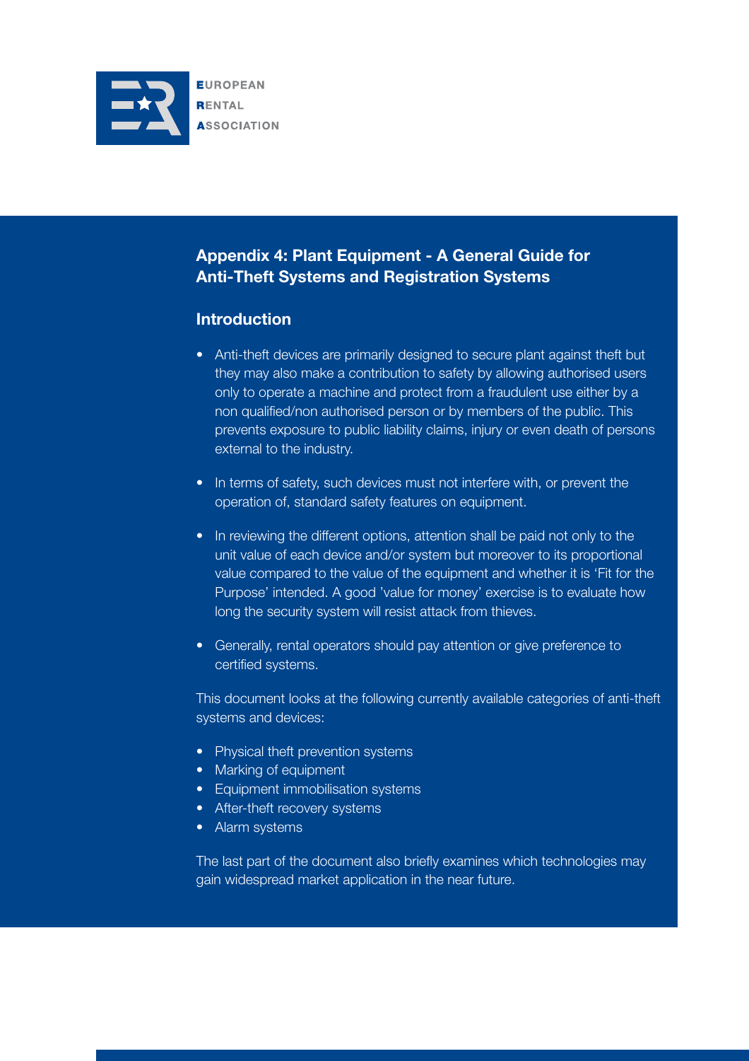# Appendix 4: Plant Equipment - A General Guide for Anti-Theft Systems and Registration Systems

## Introduction

- Anti-theft devices are primarily designed to secure plant against theft but they may also make a contribution to safety by allowing authorised users only to operate a machine and protect from a fraudulent use either by a non qualified/non authorised person or by members of the public. This prevents exposure to public liability claims, injury or even death of persons external to the industry.
- In terms of safety, such devices must not interfere with, or prevent the operation of, standard safety features on equipment.
- In reviewing the different options, attention shall be paid not only to the unit value of each device and/or system but moreover to its proportional value compared to the value of the equipment and whether it is 'Fit for the Purpose' intended. A good 'value for money' exercise is to evaluate how long the security system will resist attack from thieves.
- Generally, rental operators should pay attention or give preference to certified systems.

This document looks at the following currently available categories of anti-theft systems and devices:

- Physical theft prevention systems
- Marking of equipment
- Equipment immobilisation systems
- After-theft recovery systems
- Alarm systems

The last part of the document also briefly examines which technologies may gain widespread market application in the near future.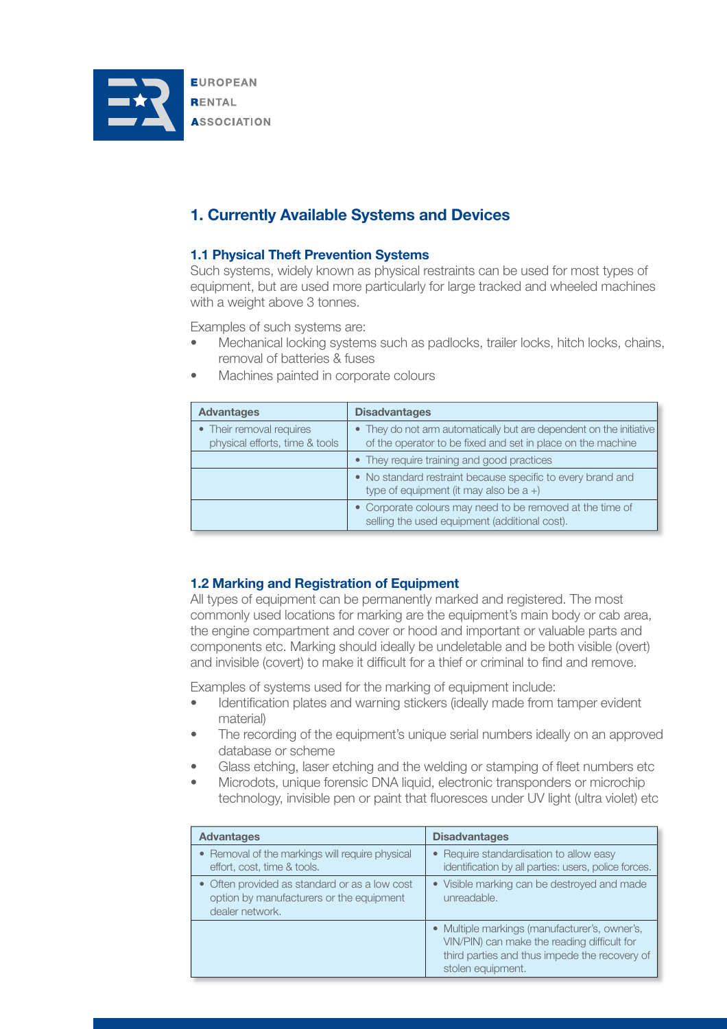## 1. Currently Available Systems and Devices

### 1.1 Physical Theft Prevention Systems

Such systems, widely known as physical restraints can be used for most types of equipment, but are used more particularly for large tracked and wheeled machines with a weight above 3 tonnes.

Examples of such systems are:

- Mechanical locking systems such as padlocks, trailer locks, hitch locks, chains, removal of batteries & fuses
- Machines painted in corporate colours

| Advantages | Disadvantages |
|---|---|
| • Their removal requires physical efforts, time & tools | • They do not arm automatically but are dependent on the initiative of the operator to be fixed and set in place on the machine |
| | • They require training and good practices |
| | • No standard restraint because specific to every brand and type of equipment (it may also be a +) |
| | • Corporate colours may need to be removed at the time of selling the used equipment (additional cost). |

### 1.2 Marking and Registration of Equipment

All types of equipment can be permanently marked and registered. The most commonly used locations for marking are the equipment's main body or cab area, the engine compartment and cover or hood and important or valuable parts and components etc. Marking should ideally be undeletable and be both visible (overt) and invisible (covert) to make it difficult for a thief or criminal to find and remove.

Examples of systems used for the marking of equipment include:

- Identification plates and warning stickers (ideally made from tamper evident material)
- The recording of the equipment's unique serial numbers ideally on an approved database or scheme
- Glass etching, laser etching and the welding or stamping of fleet numbers etc
- Microdots, unique forensic DNA liquid, electronic transponders or microchip technology, invisible pen or paint that fluoresces under UV light (ultra violet) etc

| Advantages | Disadvantages |
|---|---|
| • Removal of the markings will require physical effort, cost, time & tools. | • Require standardisation to allow easy identification by all parties: users, police forces. |
| • Often provided as standard or as a low cost option by manufacturers or the equipment dealer network. | • Visible marking can be destroyed and made unreadable. |
| | • Multiple markings (manufacturer's, owner's, VIN/PIN) can make the reading difficult for third parties and thus impede the recovery of stolen equipment. |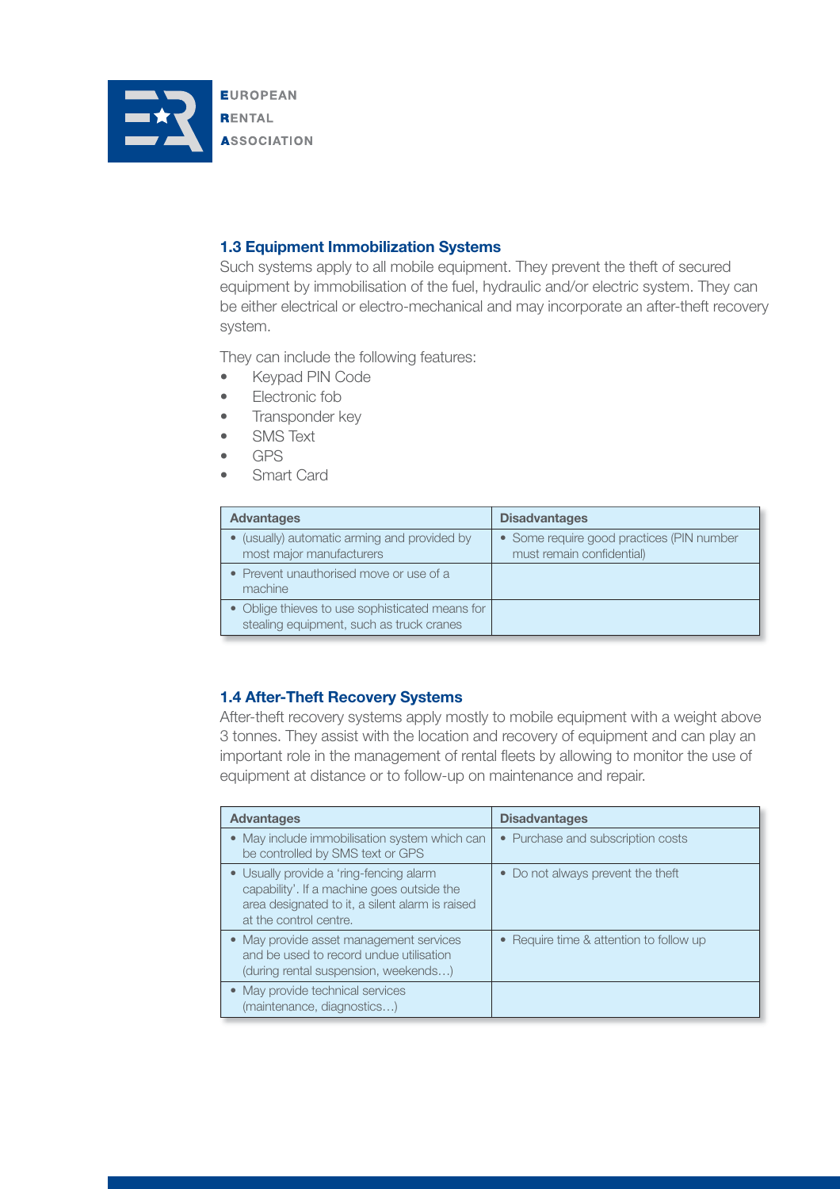### 1.3 Equipment Immobilization Systems

Such systems apply to all mobile equipment. They prevent the theft of secured equipment by immobilisation of the fuel, hydraulic and/or electric system. They can be either electrical or electro-mechanical and may incorporate an after-theft recovery system.

They can include the following features:

- Keypad PIN Code
- Electronic fob
- Transponder key
- SMS Text
- GPS
- Smart Card

| Advantages | Disadvantages |
| --- | --- |
| • (usually) automatic arming and provided by most major manufacturers | • Some require good practices (PIN number must remain confidential) |
| • Prevent unauthorised move or use of a machine | |
| • Oblige thieves to use sophisticated means for stealing equipment, such as truck cranes | |

### 1.4 After-Theft Recovery Systems

After-theft recovery systems apply mostly to mobile equipment with a weight above 3 tonnes. They assist with the location and recovery of equipment and can play an important role in the management of rental fleets by allowing to monitor the use of equipment at distance or to follow-up on maintenance and repair.

| Advantages | Disadvantages |
| --- | --- |
| • May include immobilisation system which can be controlled by SMS text or GPS | • Purchase and subscription costs |
| • Usually provide a 'ring-fencing alarm capability'. If a machine goes outside the area designated to it, a silent alarm is raised at the control centre. | • Do not always prevent the theft |
| • May provide asset management services and be used to record undue utilisation (during rental suspension, weekends…) | • Require time & attention to follow up |
| • May provide technical services (maintenance, diagnostics…) | |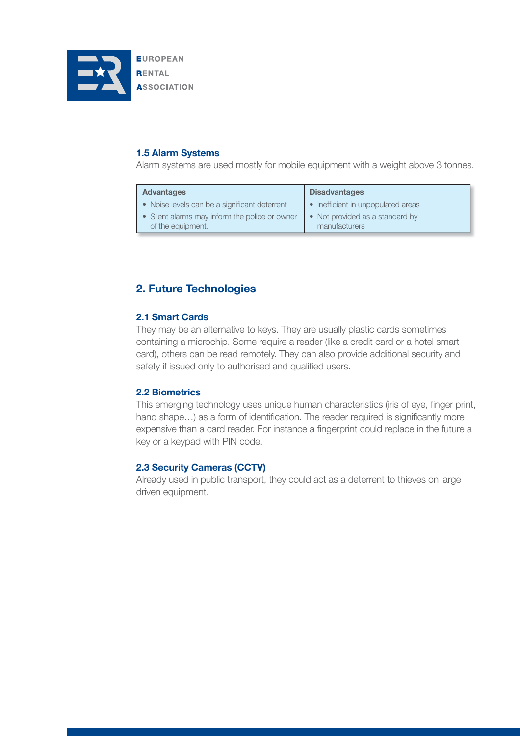### 1.5 Alarm Systems

Alarm systems are used mostly for mobile equipment with a weight above 3 tonnes.

| Advantages | Disadvantages |
| --- | --- |
| • Noise levels can be a significant deterrent | • Inefficient in unpopulated areas |
| • Silent alarms may inform the police or owner of the equipment. | • Not provided as a standard by manufacturers |

## 2. Future Technologies

### 2.1 Smart Cards

They may be an alternative to keys. They are usually plastic cards sometimes containing a microchip. Some require a reader (like a credit card or a hotel smart card), others can be read remotely. They can also provide additional security and safety if issued only to authorised and qualified users.

### 2.2 Biometrics

This emerging technology uses unique human characteristics (iris of eye, finger print, hand shape…) as a form of identification. The reader required is significantly more expensive than a card reader. For instance a fingerprint could replace in the future a key or a keypad with PIN code.

### 2.3 Security Cameras (CCTV)

Already used in public transport, they could act as a deterrent to thieves on large driven equipment.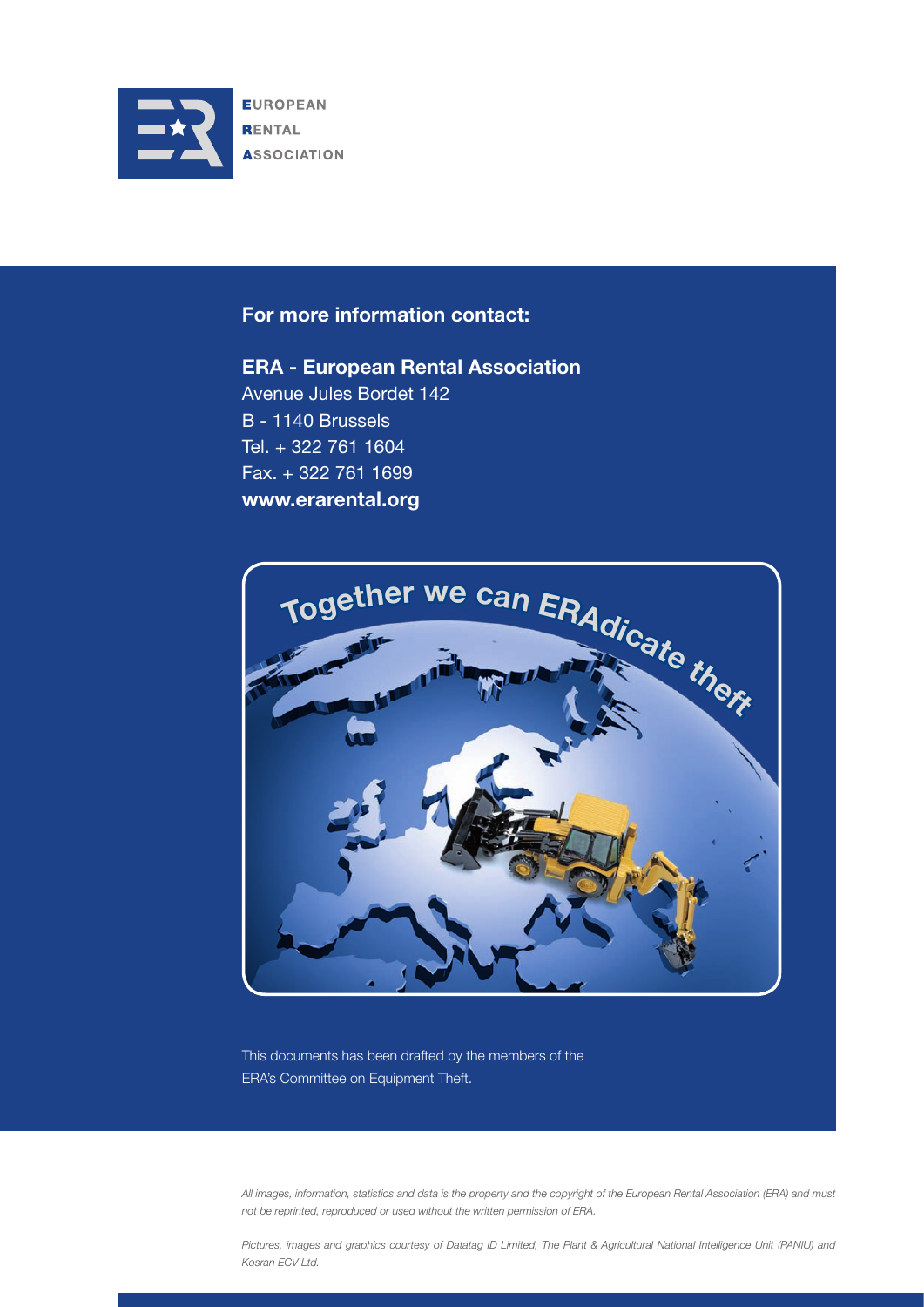**EUROPEAN**
**RENTAL**
**ASSOCIATION**

**For more information contact:**

**ERA - European Rental Association**
Avenue Jules Bordet 142
B - 1140 Brussels
Tel. + 322 761 1604
Fax. + 322 761 1699
**www.erarental.org**

Together we can ERAdicate theft

This documents has been drafted by the members of the ERA's Committee on Equipment Theft.

*All images, information, statistics and data is the property and the copyright of the European Rental Association (ERA) and must not be reprinted, reproduced or used without the written permission of ERA.*

*Pictures, images and graphics courtesy of Datatag ID Limited, The Plant & Agricultural National Intelligence Unit (PANIU) and Kosran ECV Ltd.*